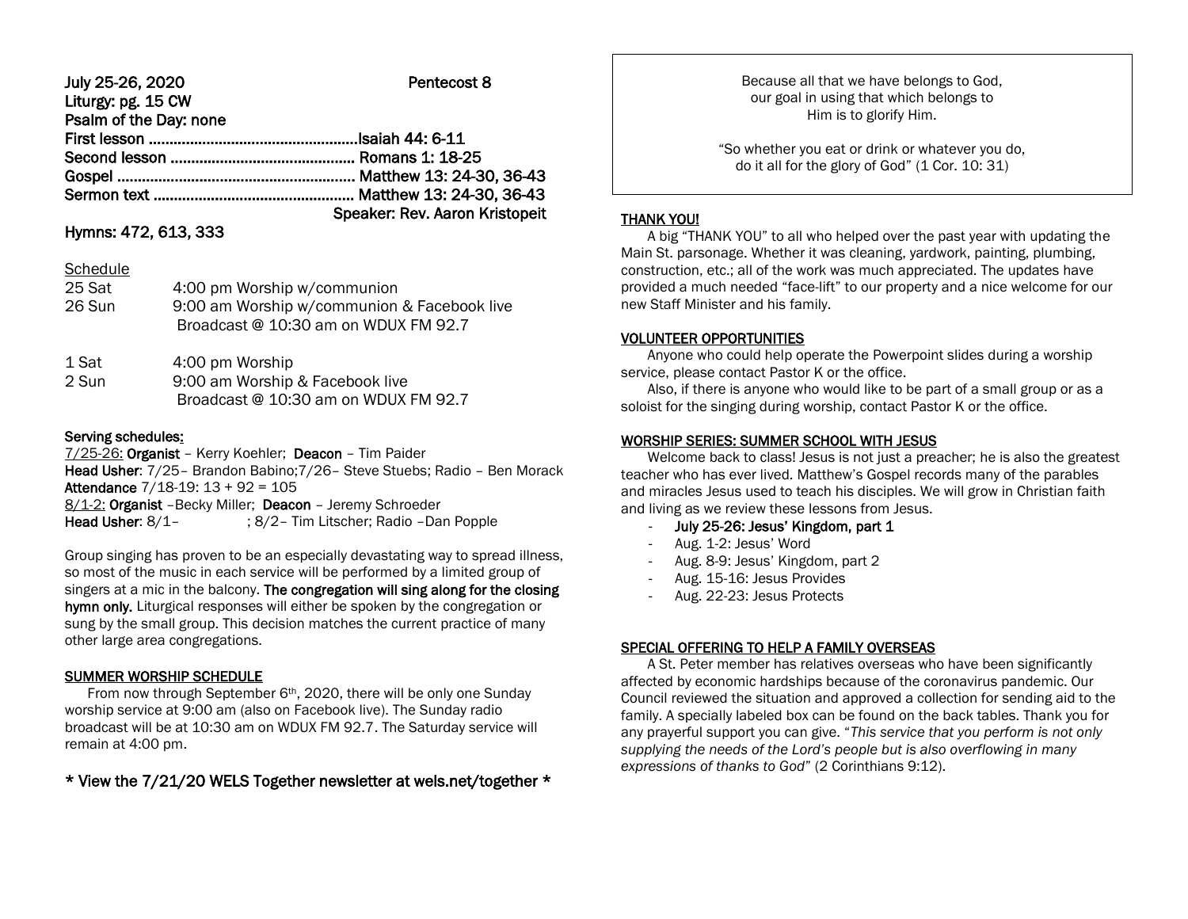**July 25-26, 2020** **Pentecost 8**

**Liturgy: pg. 15 CW**

**Psalm of the Day: none**

**First lesson ................................................. Isaiah 44: 6-11**

**Second lesson .......................................... Romans 1: 18-25**

**Gospel ....................................................... Matthew 13: 24-30, 36-43**

**Sermon text .............................................. Matthew 13: 24-30, 36-43**

**Speaker: Rev. Aaron Kristopeit**

**Hymns: 472, 613, 333**

Schedule

| | |
|---|---|
| 25 Sat | 4:00 pm Worship w/communion |
| 26 Sun | 9:00 am Worship w/communion & Facebook live<br>Broadcast @ 10:30 am on WDUX FM 92.7 |
| 1 Sat | 4:00 pm Worship |
| 2 Sun | 9:00 am Worship & Facebook live<br>Broadcast @ 10:30 am on WDUX FM 92.7 |

**Serving schedules:**

7/25-26: **Organist** – Kerry Koehler; **Deacon** – Tim Paider

**Head Usher**: 7/25– Brandon Babino;7/26– Steve Stuebs; Radio – Ben Morack

**Attendance** 7/18-19: 13 + 92 = 105

8/1-2: **Organist** –Becky Miller; **Deacon** – Jeremy Schroeder

**Head Usher**: 8/1– ; 8/2– Tim Litscher; Radio –Dan Popple

Group singing has proven to be an especially devastating way to spread illness, so most of the music in each service will be performed by a limited group of singers at a mic in the balcony. **The congregation will sing along for the closing hymn only.** Liturgical responses will either be spoken by the congregation or sung by the small group. This decision matches the current practice of many other large area congregations.

**SUMMER WORSHIP SCHEDULE**

From now through September 6th, 2020, there will be only one Sunday worship service at 9:00 am (also on Facebook live). The Sunday radio broadcast will be at 10:30 am on WDUX FM 92.7. The Saturday service will remain at 4:00 pm.

**\* View the 7/21/20 WELS Together newsletter at wels.net/together \***

Because all that we have belongs to God,
our goal in using that which belongs to
Him is to glorify Him.

"So whether you eat or drink or whatever you do,
do it all for the glory of God" (1 Cor. 10: 31)

**THANK YOU!**

A big "THANK YOU" to all who helped over the past year with updating the Main St. parsonage. Whether it was cleaning, yardwork, painting, plumbing, construction, etc.; all of the work was much appreciated. The updates have provided a much needed "face-lift" to our property and a nice welcome for our new Staff Minister and his family.

**VOLUNTEER OPPORTUNITIES**

Anyone who could help operate the Powerpoint slides during a worship service, please contact Pastor K or the office.

Also, if there is anyone who would like to be part of a small group or as a soloist for the singing during worship, contact Pastor K or the office.

**WORSHIP SERIES: SUMMER SCHOOL WITH JESUS**

Welcome back to class! Jesus is not just a preacher; he is also the greatest teacher who has ever lived. Matthew's Gospel records many of the parables and miracles Jesus used to teach his disciples. We will grow in Christian faith and living as we review these lessons from Jesus.

- **July 25-26: Jesus' Kingdom, part 1**
- Aug. 1-2: Jesus' Word
- Aug. 8-9: Jesus' Kingdom, part 2
- Aug. 15-16: Jesus Provides
- Aug. 22-23: Jesus Protects

**SPECIAL OFFERING TO HELP A FAMILY OVERSEAS**

A St. Peter member has relatives overseas who have been significantly affected by economic hardships because of the coronavirus pandemic. Our Council reviewed the situation and approved a collection for sending aid to the family. A specially labeled box can be found on the back tables. Thank you for any prayerful support you can give. "*This service that you perform is not only supplying the needs of the Lord's people but is also overflowing in many expressions of thanks to God*" (2 Corinthians 9:12).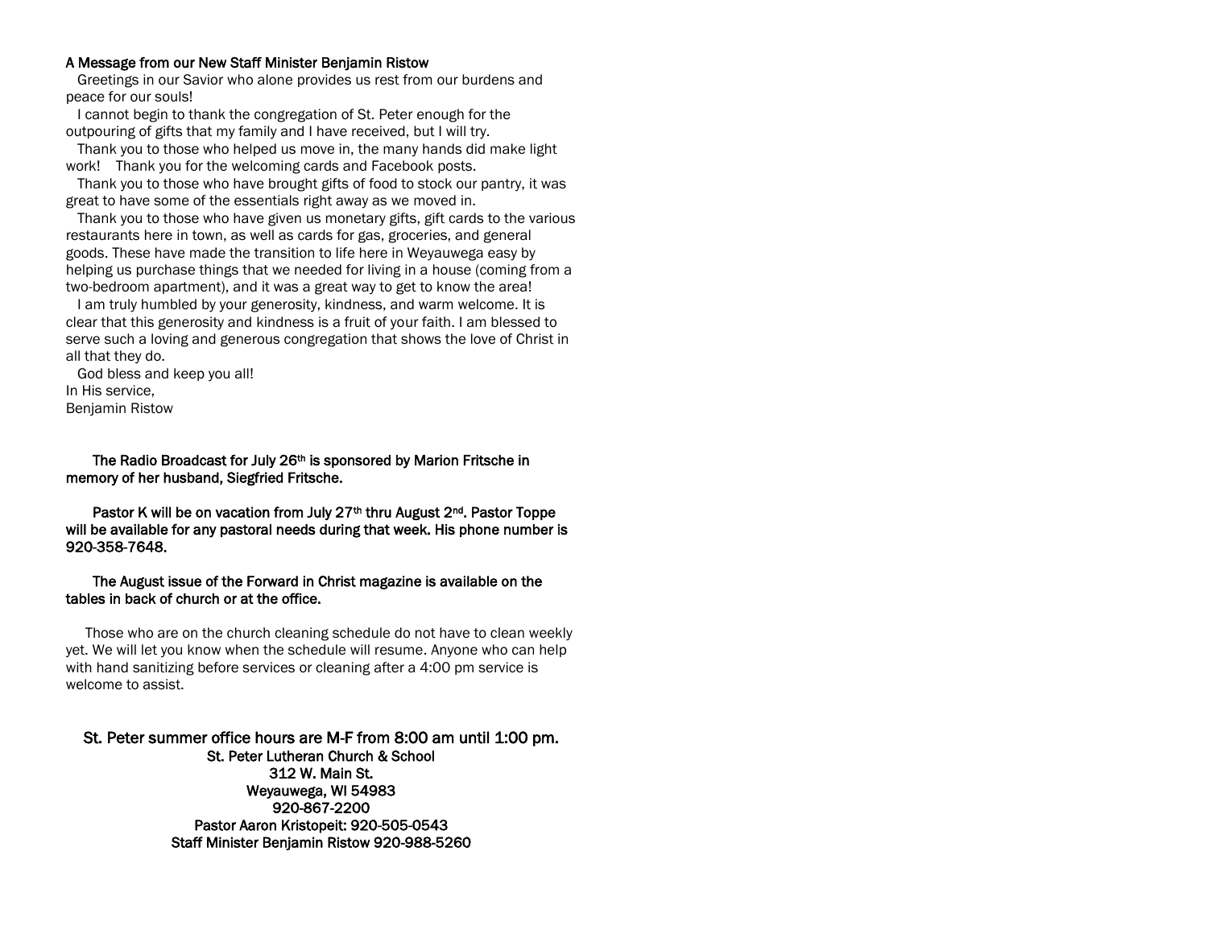**A Message from our New Staff Minister Benjamin Ristow**

Greetings in our Savior who alone provides us rest from our burdens and peace for our souls!

I cannot begin to thank the congregation of St. Peter enough for the outpouring of gifts that my family and I have received, but I will try.

Thank you to those who helped us move in, the many hands did make light work! Thank you for the welcoming cards and Facebook posts.

Thank you to those who have brought gifts of food to stock our pantry, it was great to have some of the essentials right away as we moved in.

Thank you to those who have given us monetary gifts, gift cards to the various restaurants here in town, as well as cards for gas, groceries, and general goods. These have made the transition to life here in Weyauwega easy by helping us purchase things that we needed for living in a house (coming from a two-bedroom apartment), and it was a great way to get to know the area!

I am truly humbled by your generosity, kindness, and warm welcome. It is clear that this generosity and kindness is a fruit of your faith. I am blessed to serve such a loving and generous congregation that shows the love of Christ in all that they do.

God bless and keep you all!

In His service,
Benjamin Ristow

**The Radio Broadcast for July 26th is sponsored by Marion Fritsche in memory of her husband, Siegfried Fritsche.**

**Pastor K will be on vacation from July 27th thru August 2nd. Pastor Toppe will be available for any pastoral needs during that week. His phone number is 920-358-7648.**

**The August issue of the Forward in Christ magazine is available on the tables in back of church or at the office.**

Those who are on the church cleaning schedule do not have to clean weekly yet. We will let you know when the schedule will resume. Anyone who can help with hand sanitizing before services or cleaning after a 4:00 pm service is welcome to assist.

St. Peter summer office hours are M-F from 8:00 am until 1:00 pm.

St. Peter Lutheran Church & School
312 W. Main St.
Weyauwega, WI 54983
920-867-2200
Pastor Aaron Kristopeit: 920-505-0543
Staff Minister Benjamin Ristow 920-988-5260